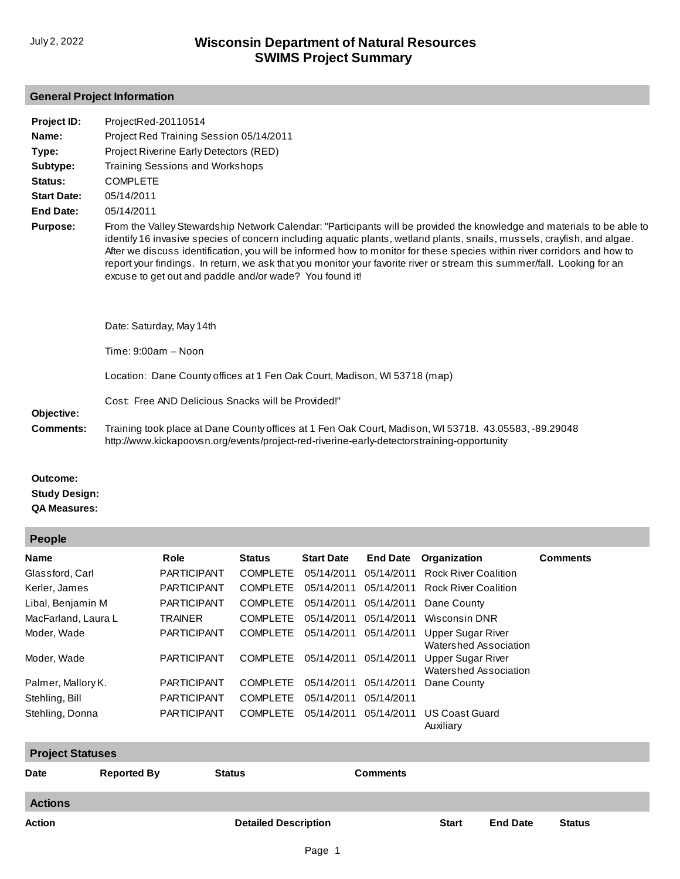July 2, 2022

# Wisconsin Department of Natural Resources
# SWIMS Project Summary

## General Project Information

**Project ID:** ProjectRed-20110514

**Name:** Project Red Training Session 05/14/2011

**Type:** Project Riverine Early Detectors (RED)

**Subtype:** Training Sessions and Workshops

**Status:** COMPLETE

**Start Date:** 05/14/2011

**End Date:** 05/14/2011

**Purpose:** From the Valley Stewardship Network Calendar: "Participants will be provided the knowledge and materials to be able to identify 16 invasive species of concern including aquatic plants, wetland plants, snails, mussels, crayfish, and algae. After we discuss identification, you will be informed how to monitor for these species within river corridors and how to report your findings. In return, we ask that you monitor your favorite river or stream this summer/fall. Looking for an excuse to get out and paddle and/or wade? You found it!

Date: Saturday, May 14th

Time: 9:00am – Noon

Location: Dane County offices at 1 Fen Oak Court, Madison, WI 53718 (map)

Cost: Free AND Delicious Snacks will be Provided!"

**Objective:**

**Comments:** Training took place at Dane County offices at 1 Fen Oak Court, Madison, WI 53718. 43.05583, -89.29048 http://www.kickapoovsn.org/events/project-red-riverine-early-detectorstraining-opportunity

**Outcome:**

**Study Design:**

**QA Measures:**

## People

| Name | Role | Status | Start Date | End Date | Organization | Comments |
|---|---|---|---|---|---|---|
| Glassford, Carl | PARTICIPANT | COMPLETE | 05/14/2011 | 05/14/2011 | Rock River Coalition | |
| Kerler, James | PARTICIPANT | COMPLETE | 05/14/2011 | 05/14/2011 | Rock River Coalition | |
| Libal, Benjamin M | PARTICIPANT | COMPLETE | 05/14/2011 | 05/14/2011 | Dane County | |
| MacFarland, Laura L | TRAINER | COMPLETE | 05/14/2011 | 05/14/2011 | Wisconsin DNR | |
| Moder, Wade | PARTICIPANT | COMPLETE | 05/14/2011 | 05/14/2011 | Upper Sugar River Watershed Association | |
| Moder, Wade | PARTICIPANT | COMPLETE | 05/14/2011 | 05/14/2011 | Upper Sugar River Watershed Association | |
| Palmer, Mallory K. | PARTICIPANT | COMPLETE | 05/14/2011 | 05/14/2011 | Dane County | |
| Stehling, Bill | PARTICIPANT | COMPLETE | 05/14/2011 | 05/14/2011 | | |
| Stehling, Donna | PARTICIPANT | COMPLETE | 05/14/2011 | 05/14/2011 | US Coast Guard Auxiliary | |

## Project Statuses

| Date | Reported By | Status | Comments |
|---|---|---|---|

## Actions

| Action | Detailed Description | Start | End Date | Status |
|---|---|---|---|---|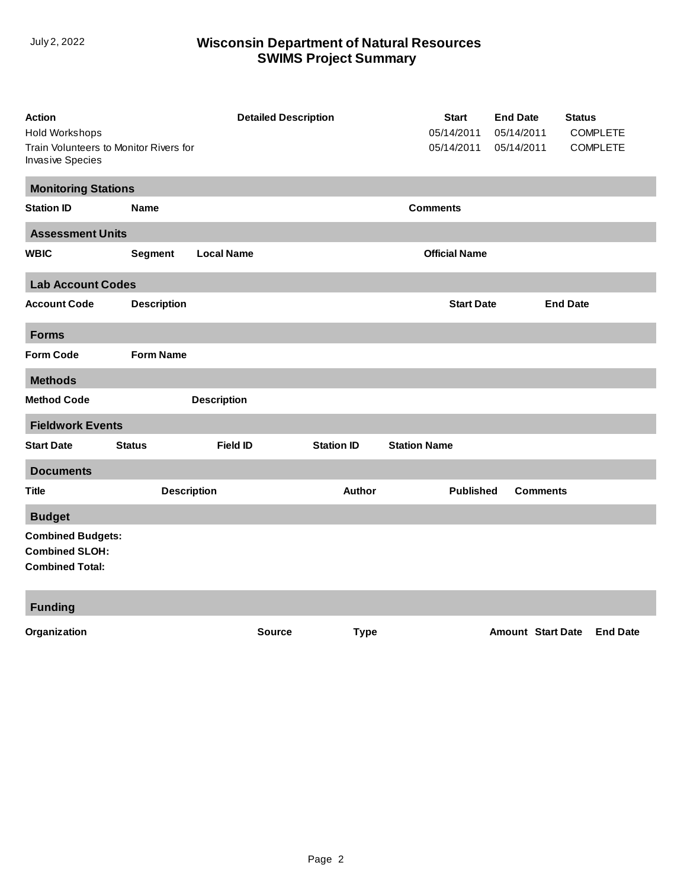| Action | Detailed Description | Start | End Date | Status |
|---|---|---|---|---|
| Hold Workshops | | 05/14/2011 | 05/14/2011 | COMPLETE |
| Train Volunteers to Monitor Rivers for Invasive Species | | 05/14/2011 | 05/14/2011 | COMPLETE |

## Monitoring Stations

| Station ID | Name | Comments |
|---|---|---|

## Assessment Units

| WBIC | Segment | Local Name | Official Name |
|---|---|---|---|

## Lab Account Codes

| Account Code | Description | Start Date | End Date |
|---|---|---|---|

## Forms

| Form Code | Form Name |
|---|---|

## Methods

| Method Code | Description |
|---|---|

## Fieldwork Events

| Start Date | Status | Field ID | Station ID | Station Name |
|---|---|---|---|---|

## Documents

| Title | Description | Author | Published | Comments |
|---|---|---|---|---|

## Budget

**Combined Budgets:**

**Combined SLOH:**

**Combined Total:**

## Funding

| Organization | Source | Type | Amount | Start Date | End Date |
|---|---|---|---|---|---|